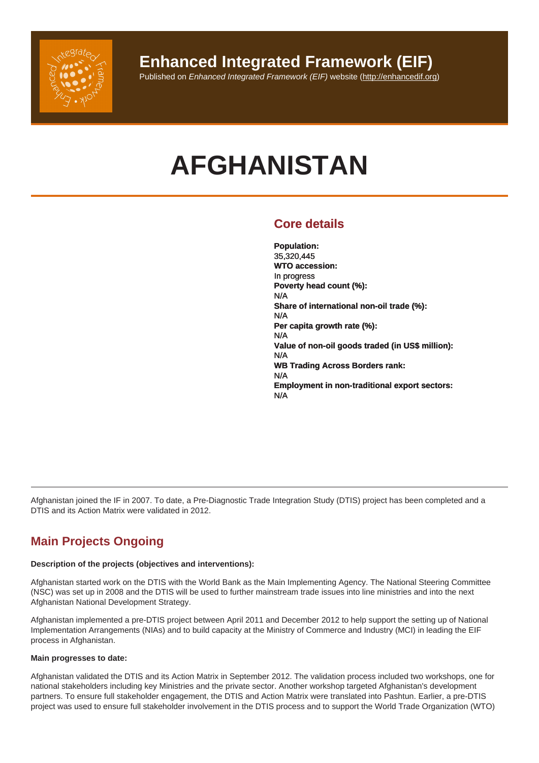# Enhanced Integrated Framework (EIF)

Published on *Enhanced Integrated Framework (EIF)* website (http://enhancedif.org)

# AFGHANISTAN

## Core details

**Population:**
35,320,445
**WTO accession:**
In progress
**Poverty head count (%):**
N/A
**Share of international non-oil trade (%):**
N/A
**Per capita growth rate (%):**
N/A
**Value of non-oil goods traded (in US$ million):**
N/A
**WB Trading Across Borders rank:**
N/A
**Employment in non-traditional export sectors:**
N/A

Afghanistan joined the IF in 2007. To date, a Pre-Diagnostic Trade Integration Study (DTIS) project has been completed and a DTIS and its Action Matrix were validated in 2012.

## Main Projects Ongoing

**Description of the projects (objectives and interventions):**

Afghanistan started work on the DTIS with the World Bank as the Main Implementing Agency. The National Steering Committee (NSC) was set up in 2008 and the DTIS will be used to further mainstream trade issues into line ministries and into the next Afghanistan National Development Strategy.

Afghanistan implemented a pre-DTIS project between April 2011 and December 2012 to help support the setting up of National Implementation Arrangements (NIAs) and to build capacity at the Ministry of Commerce and Industry (MCI) in leading the EIF process in Afghanistan.

**Main progresses to date:**

Afghanistan validated the DTIS and its Action Matrix in September 2012. The validation process included two workshops, one for national stakeholders including key Ministries and the private sector. Another workshop targeted Afghanistan's development partners. To ensure full stakeholder engagement, the DTIS and Action Matrix were translated into Pashtun. Earlier, a pre-DTIS project was used to ensure full stakeholder involvement in the DTIS process and to support the World Trade Organization (WTO)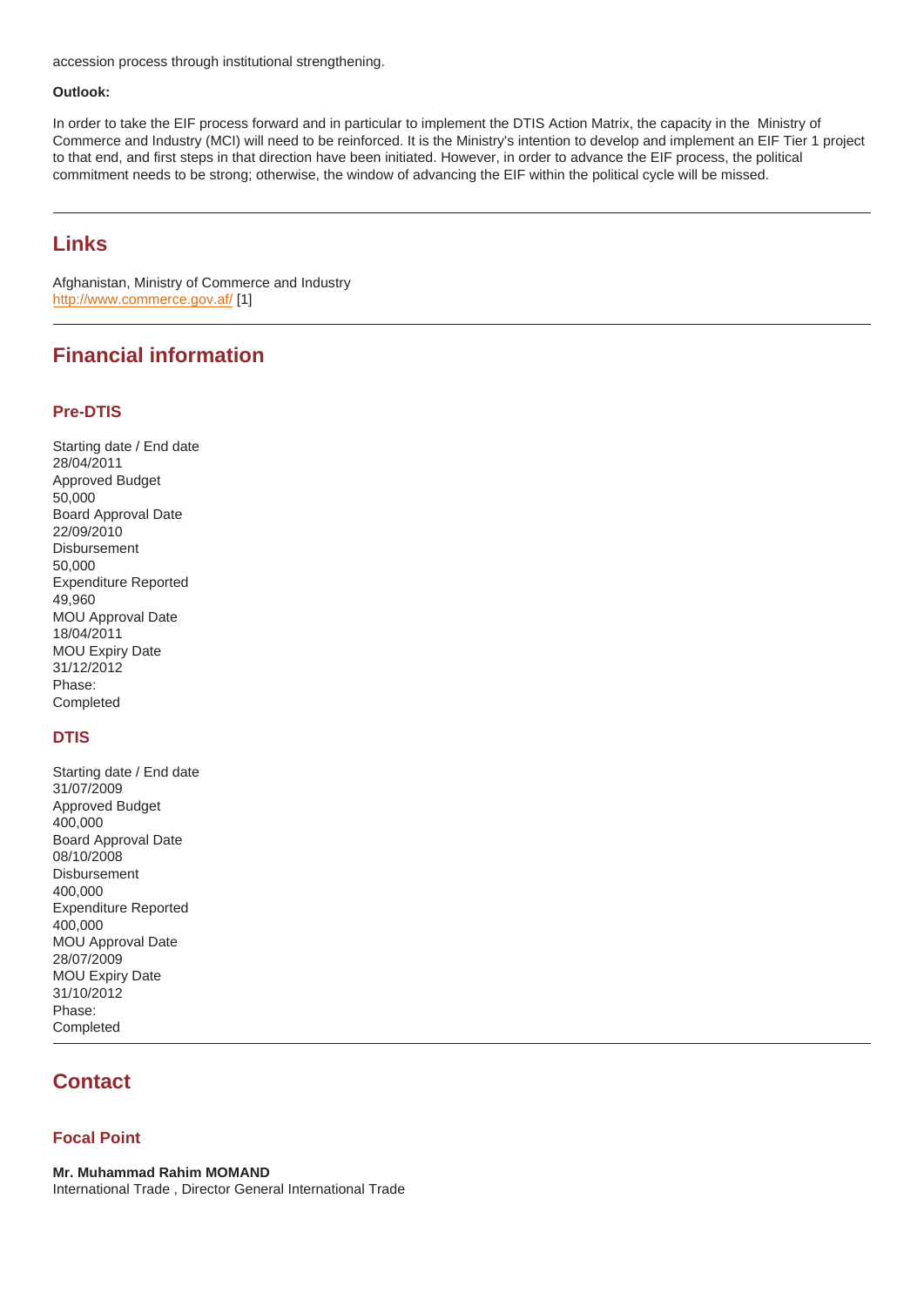accession process through institutional strengthening.

**Outlook:**

In order to take the EIF process forward and in particular to implement the DTIS Action Matrix, the capacity in the Ministry of Commerce and Industry (MCI) will need to be reinforced. It is the Ministry's intention to develop and implement an EIF Tier 1 project to that end, and first steps in that direction have been initiated. However, in order to advance the EIF process, the political commitment needs to be strong; otherwise, the window of advancing the EIF within the political cycle will be missed.

---

## Links

Afghanistan, Ministry of Commerce and Industry
http://www.commerce.gov.af/ [1]

---

## Financial information

### Pre-DTIS

Starting date / End date
28/04/2011
Approved Budget
50,000
Board Approval Date
22/09/2010
Disbursement
50,000
Expenditure Reported
49,960
MOU Approval Date
18/04/2011
MOU Expiry Date
31/12/2012
Phase:
Completed

### DTIS

Starting date / End date
31/07/2009
Approved Budget
400,000
Board Approval Date
08/10/2008
Disbursement
400,000
Expenditure Reported
400,000
MOU Approval Date
28/07/2009
MOU Expiry Date
31/10/2012
Phase:
Completed

---

## Contact

### Focal Point

**Mr. Muhammad Rahim MOMAND**
International Trade , Director General International Trade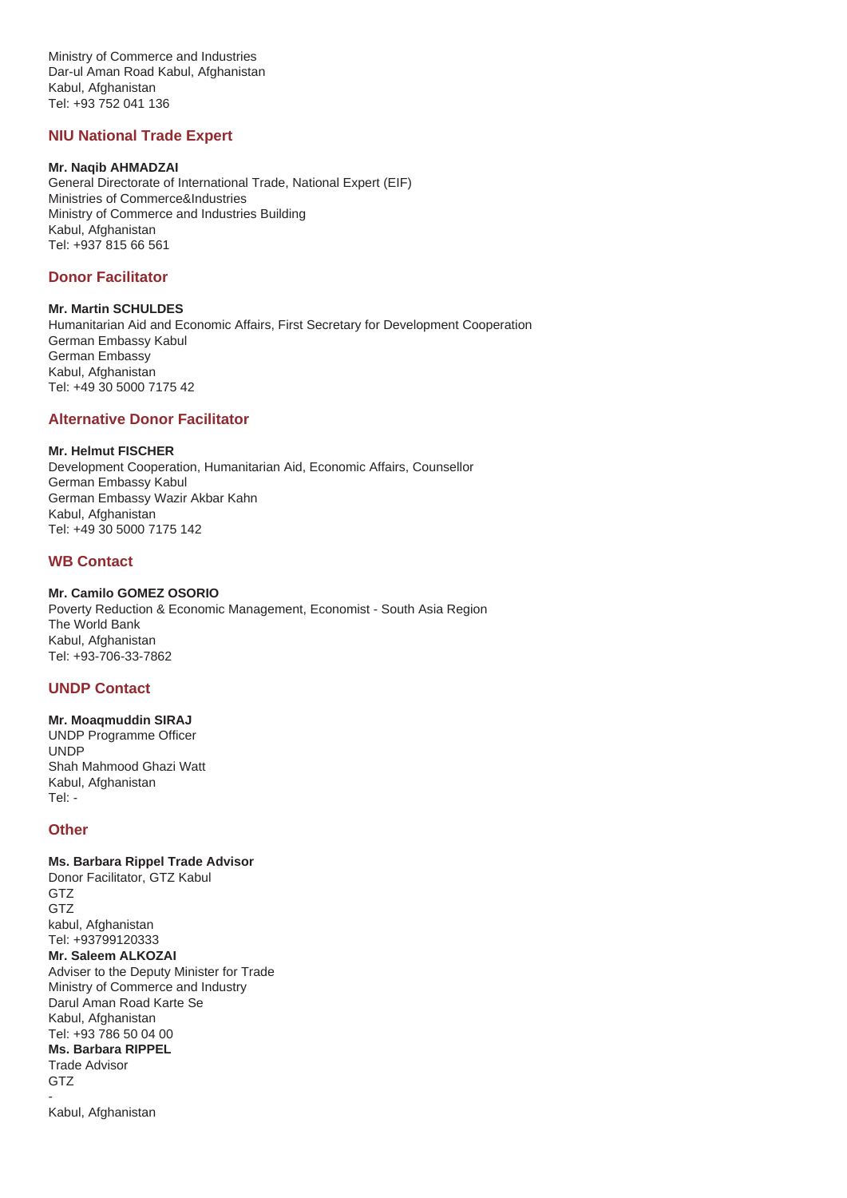Ministry of Commerce and Industries
Dar-ul Aman Road Kabul, Afghanistan
Kabul, Afghanistan
Tel: +93 752 041 136

### NIU National Trade Expert

**Mr. Naqib AHMADZAI**
General Directorate of International Trade, National Expert (EIF)
Ministries of Commerce&Industries
Ministry of Commerce and Industries Building
Kabul, Afghanistan
Tel: +937 815 66 561

### Donor Facilitator

**Mr. Martin SCHULDES**
Humanitarian Aid and Economic Affairs, First Secretary for Development Cooperation
German Embassy Kabul
German Embassy
Kabul, Afghanistan
Tel: +49 30 5000 7175 42

### Alternative Donor Facilitator

**Mr. Helmut FISCHER**
Development Cooperation, Humanitarian Aid, Economic Affairs, Counsellor
German Embassy Kabul
German Embassy Wazir Akbar Kahn
Kabul, Afghanistan
Tel: +49 30 5000 7175 142

### WB Contact

**Mr. Camilo GOMEZ OSORIO**
Poverty Reduction & Economic Management, Economist - South Asia Region
The World Bank
Kabul, Afghanistan
Tel: +93-706-33-7862

### UNDP Contact

**Mr. Moaqmuddin SIRAJ**
UNDP Programme Officer
UNDP
Shah Mahmood Ghazi Watt
Kabul, Afghanistan
Tel: -

### Other

**Ms. Barbara Rippel Trade Advisor**
Donor Facilitator, GTZ Kabul
GTZ
GTZ
kabul, Afghanistan
Tel: +93799120333
**Mr. Saleem ALKOZAI**
Adviser to the Deputy Minister for Trade
Ministry of Commerce and Industry
Darul Aman Road Karte Se
Kabul, Afghanistan
Tel: +93 786 50 04 00
**Ms. Barbara RIPPEL**
Trade Advisor
GTZ
-
Kabul, Afghanistan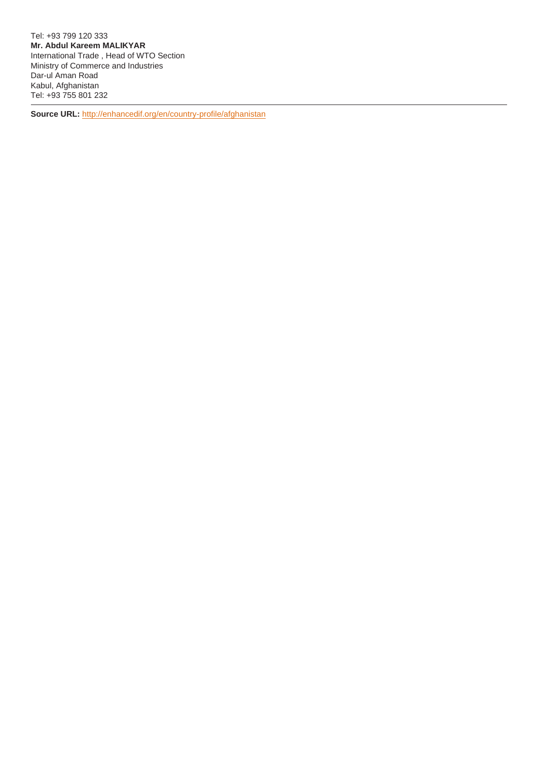Tel: +93 799 120 333
**Mr. Abdul Kareem MALIKYAR**
International Trade , Head of WTO Section
Ministry of Commerce and Industries
Dar-ul Aman Road
Kabul, Afghanistan
Tel: +93 755 801 232

---

**Source URL:** http://enhancedif.org/en/country-profile/afghanistan